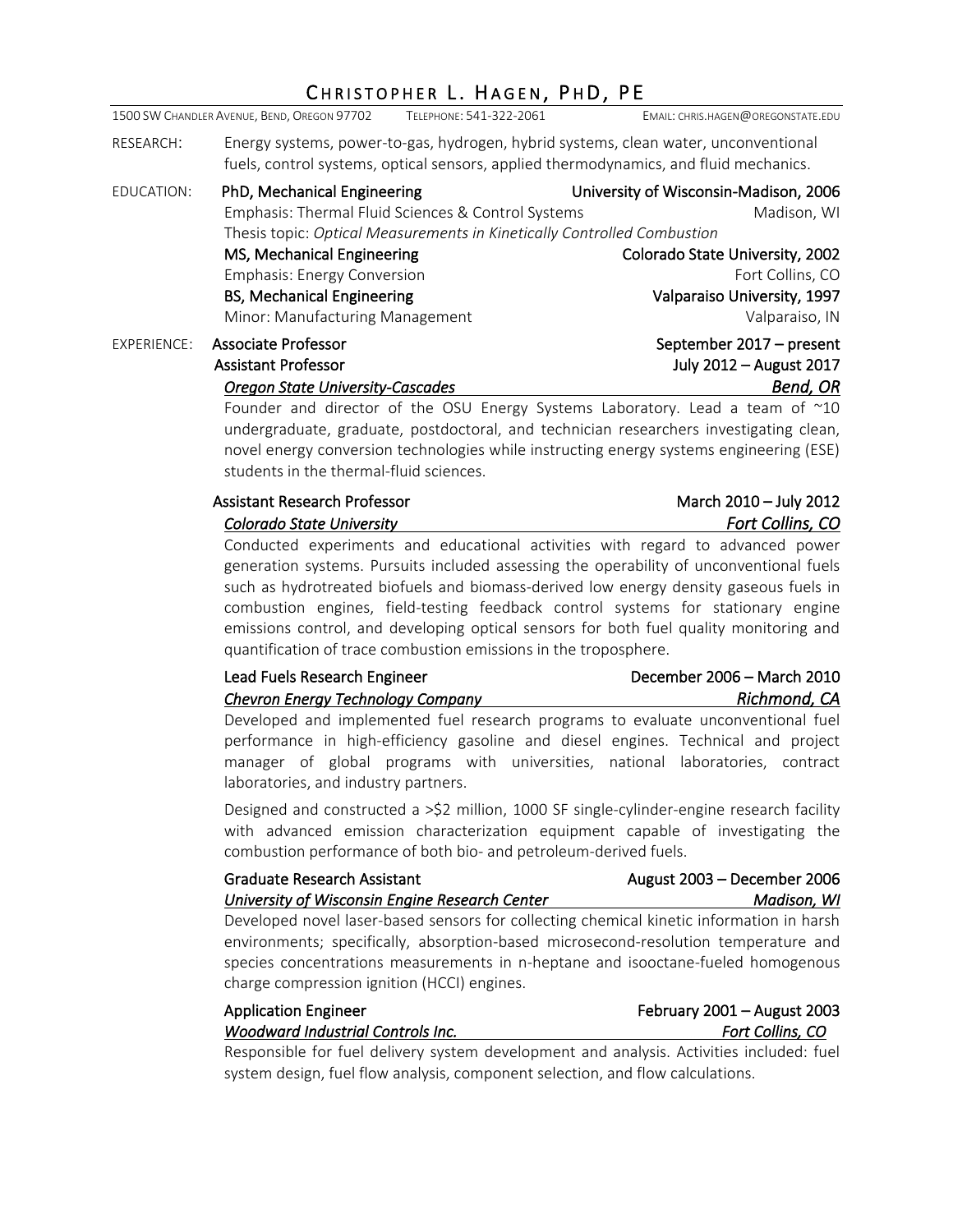# Christopher L. Hagen, PhD, PE

1500 SW Chandler Avenue, Bend, Oregon 97702 — Telephone: 541-322-2061 — Email: chris.hagen@oregonstate.edu

**RESEARCH:** Energy systems, power-to-gas, hydrogen, hybrid systems, clean water, unconventional fuels, control systems, optical sensors, applied thermodynamics, and fluid mechanics.

## EDUCATION:

**PhD, Mechanical Engineering** — University of Wisconsin-Madison, 2006
Emphasis: Thermal Fluid Sciences & Control Systems — Madison, WI
Thesis topic: *Optical Measurements in Kinetically Controlled Combustion*

**MS, Mechanical Engineering** — Colorado State University, 2002
Emphasis: Energy Conversion — Fort Collins, CO

**BS, Mechanical Engineering** — Valparaiso University, 1997
Minor: Manufacturing Management — Valparaiso, IN

## EXPERIENCE:

**Associate Professor** — September 2017 – present
**Assistant Professor** — July 2012 – August 2017
***Oregon State University-Cascades*** — ***Bend, OR***

Founder and director of the OSU Energy Systems Laboratory. Lead a team of ~10 undergraduate, graduate, postdoctoral, and technician researchers investigating clean, novel energy conversion technologies while instructing energy systems engineering (ESE) students in the thermal-fluid sciences.

**Assistant Research Professor** — March 2010 – July 2012
***Colorado State University*** — ***Fort Collins, CO***

Conducted experiments and educational activities with regard to advanced power generation systems. Pursuits included assessing the operability of unconventional fuels such as hydrotreated biofuels and biomass-derived low energy density gaseous fuels in combustion engines, field-testing feedback control systems for stationary engine emissions control, and developing optical sensors for both fuel quality monitoring and quantification of trace combustion emissions in the troposphere.

**Lead Fuels Research Engineer** — December 2006 – March 2010
***Chevron Energy Technology Company*** — ***Richmond, CA***

Developed and implemented fuel research programs to evaluate unconventional fuel performance in high-efficiency gasoline and diesel engines. Technical and project manager of global programs with universities, national laboratories, contract laboratories, and industry partners.

Designed and constructed a >$2 million, 1000 SF single-cylinder-engine research facility with advanced emission characterization equipment capable of investigating the combustion performance of both bio- and petroleum-derived fuels.

**Graduate Research Assistant** — August 2003 – December 2006
***University of Wisconsin Engine Research Center*** — ***Madison, WI***

Developed novel laser-based sensors for collecting chemical kinetic information in harsh environments; specifically, absorption-based microsecond-resolution temperature and species concentrations measurements in n-heptane and isooctane-fueled homogenous charge compression ignition (HCCI) engines.

**Application Engineer** — February 2001 – August 2003
***Woodward Industrial Controls Inc.*** — ***Fort Collins, CO***

Responsible for fuel delivery system development and analysis. Activities included: fuel system design, fuel flow analysis, component selection, and flow calculations.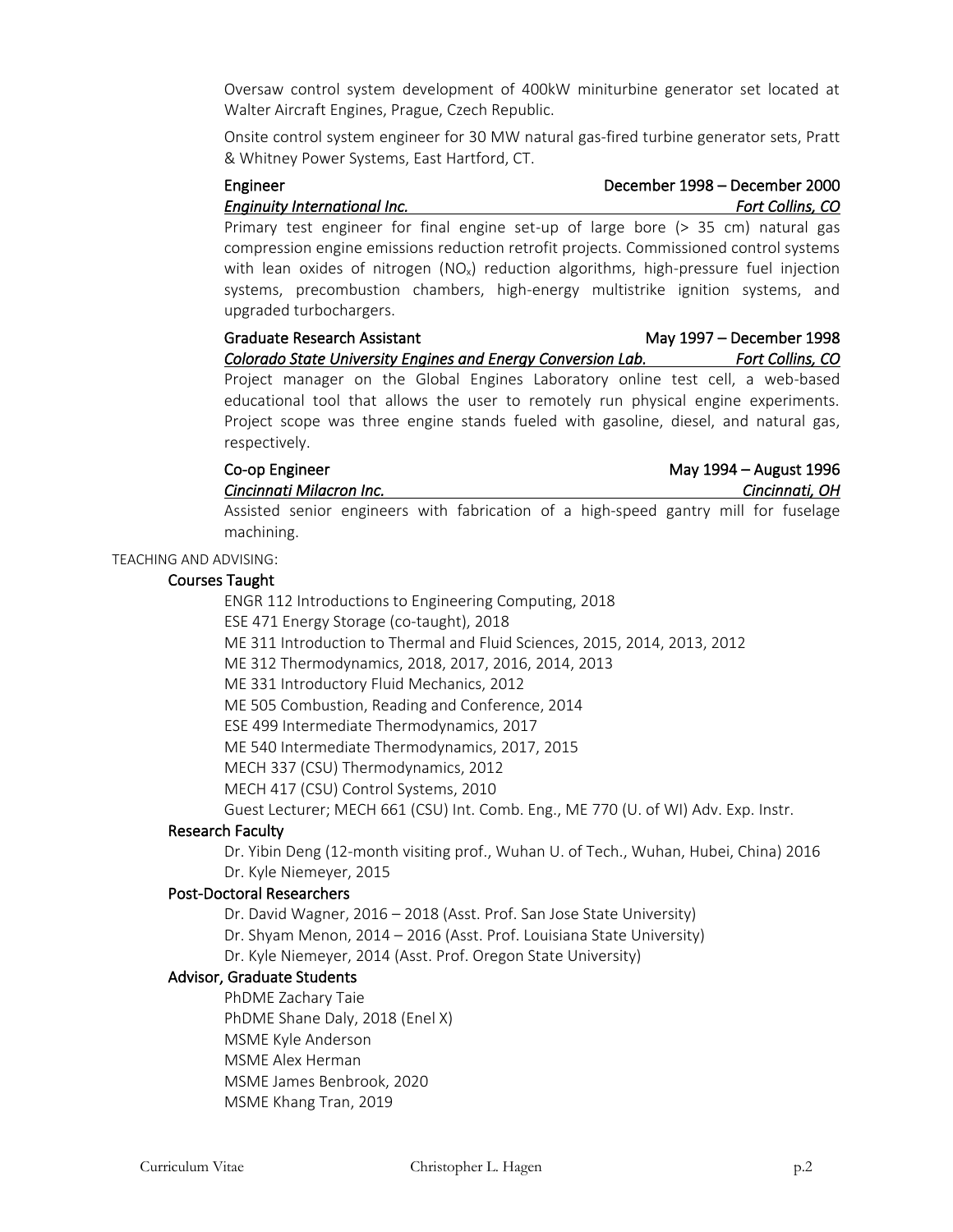Oversaw control system development of 400kW miniturbine generator set located at Walter Aircraft Engines, Prague, Czech Republic.

Onsite control system engineer for 30 MW natural gas-fired turbine generator sets, Pratt & Whitney Power Systems, East Hartford, CT.

**Engineer** — December 1998 – December 2000
*Enginuity International Inc.* — *Fort Collins, CO*

Primary test engineer for final engine set-up of large bore (> 35 cm) natural gas compression engine emissions reduction retrofit projects. Commissioned control systems with lean oxides of nitrogen ($NO_x$) reduction algorithms, high-pressure fuel injection systems, precombustion chambers, high-energy multistrike ignition systems, and upgraded turbochargers.

**Graduate Research Assistant** — May 1997 – December 1998
*Colorado State University Engines and Energy Conversion Lab.* — *Fort Collins, CO*

Project manager on the Global Engines Laboratory online test cell, a web-based educational tool that allows the user to remotely run physical engine experiments. Project scope was three engine stands fueled with gasoline, diesel, and natural gas, respectively.

**Co-op Engineer** — May 1994 – August 1996
*Cincinnati Milacron Inc.* — *Cincinnati, OH*

Assisted senior engineers with fabrication of a high-speed gantry mill for fuselage machining.

## TEACHING AND ADVISING:

### Courses Taught

ENGR 112 Introductions to Engineering Computing, 2018
ESE 471 Energy Storage (co-taught), 2018
ME 311 Introduction to Thermal and Fluid Sciences, 2015, 2014, 2013, 2012
ME 312 Thermodynamics, 2018, 2017, 2016, 2014, 2013
ME 331 Introductory Fluid Mechanics, 2012
ME 505 Combustion, Reading and Conference, 2014
ESE 499 Intermediate Thermodynamics, 2017
ME 540 Intermediate Thermodynamics, 2017, 2015
MECH 337 (CSU) Thermodynamics, 2012
MECH 417 (CSU) Control Systems, 2010
Guest Lecturer; MECH 661 (CSU) Int. Comb. Eng., ME 770 (U. of WI) Adv. Exp. Instr.

### Research Faculty

Dr. Yibin Deng (12-month visiting prof., Wuhan U. of Tech., Wuhan, Hubei, China) 2016
Dr. Kyle Niemeyer, 2015

### Post-Doctoral Researchers

Dr. David Wagner, 2016 – 2018 (Asst. Prof. San Jose State University)
Dr. Shyam Menon, 2014 – 2016 (Asst. Prof. Louisiana State University)
Dr. Kyle Niemeyer, 2014 (Asst. Prof. Oregon State University)

### Advisor, Graduate Students

PhDME Zachary Taie
PhDME Shane Daly, 2018 (Enel X)
MSME Kyle Anderson
MSME Alex Herman
MSME James Benbrook, 2020
MSME Khang Tran, 2019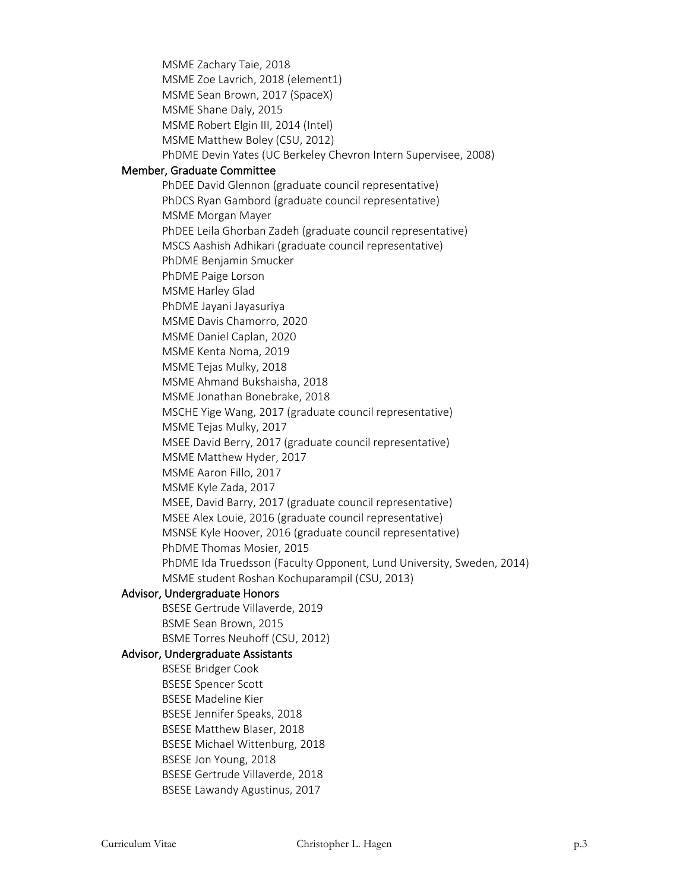MSME Zachary Taie, 2018
MSME Zoe Lavrich, 2018 (element1)
MSME Sean Brown, 2017 (SpaceX)
MSME Shane Daly, 2015
MSME Robert Elgin III, 2014 (Intel)
MSME Matthew Boley (CSU, 2012)
PhDME Devin Yates (UC Berkeley Chevron Intern Supervisee, 2008)

### Member, Graduate Committee

PhDEE David Glennon (graduate council representative)
PhDCS Ryan Gambord (graduate council representative)
MSME Morgan Mayer
PhDEE Leila Ghorban Zadeh (graduate council representative)
MSCS Aashish Adhikari (graduate council representative)
PhDME Benjamin Smucker
PhDME Paige Lorson
MSME Harley Glad
PhDME Jayani Jayasuriya
MSME Davis Chamorro, 2020
MSME Daniel Caplan, 2020
MSME Kenta Noma, 2019
MSME Tejas Mulky, 2018
MSME Ahmand Bukshaisha, 2018
MSME Jonathan Bonebrake, 2018
MSCHE Yige Wang, 2017 (graduate council representative)
MSME Tejas Mulky, 2017
MSEE David Berry, 2017 (graduate council representative)
MSME Matthew Hyder, 2017
MSME Aaron Fillo, 2017
MSME Kyle Zada, 2017
MSEE, David Barry, 2017 (graduate council representative)
MSEE Alex Louie, 2016 (graduate council representative)
MSNSE Kyle Hoover, 2016 (graduate council representative)
PhDME Thomas Mosier, 2015
PhDME Ida Truedsson (Faculty Opponent, Lund University, Sweden, 2014)
MSME student Roshan Kochuparampil (CSU, 2013)

### Advisor, Undergraduate Honors

BSESE Gertrude Villaverde, 2019
BSME Sean Brown, 2015
BSME Torres Neuhoff (CSU, 2012)

### Advisor, Undergraduate Assistants

BSESE Bridger Cook
BSESE Spencer Scott
BSESE Madeline Kier
BSESE Jennifer Speaks, 2018
BSESE Matthew Blaser, 2018
BSESE Michael Wittenburg, 2018
BSESE Jon Young, 2018
BSESE Gertrude Villaverde, 2018
BSESE Lawandy Agustinus, 2017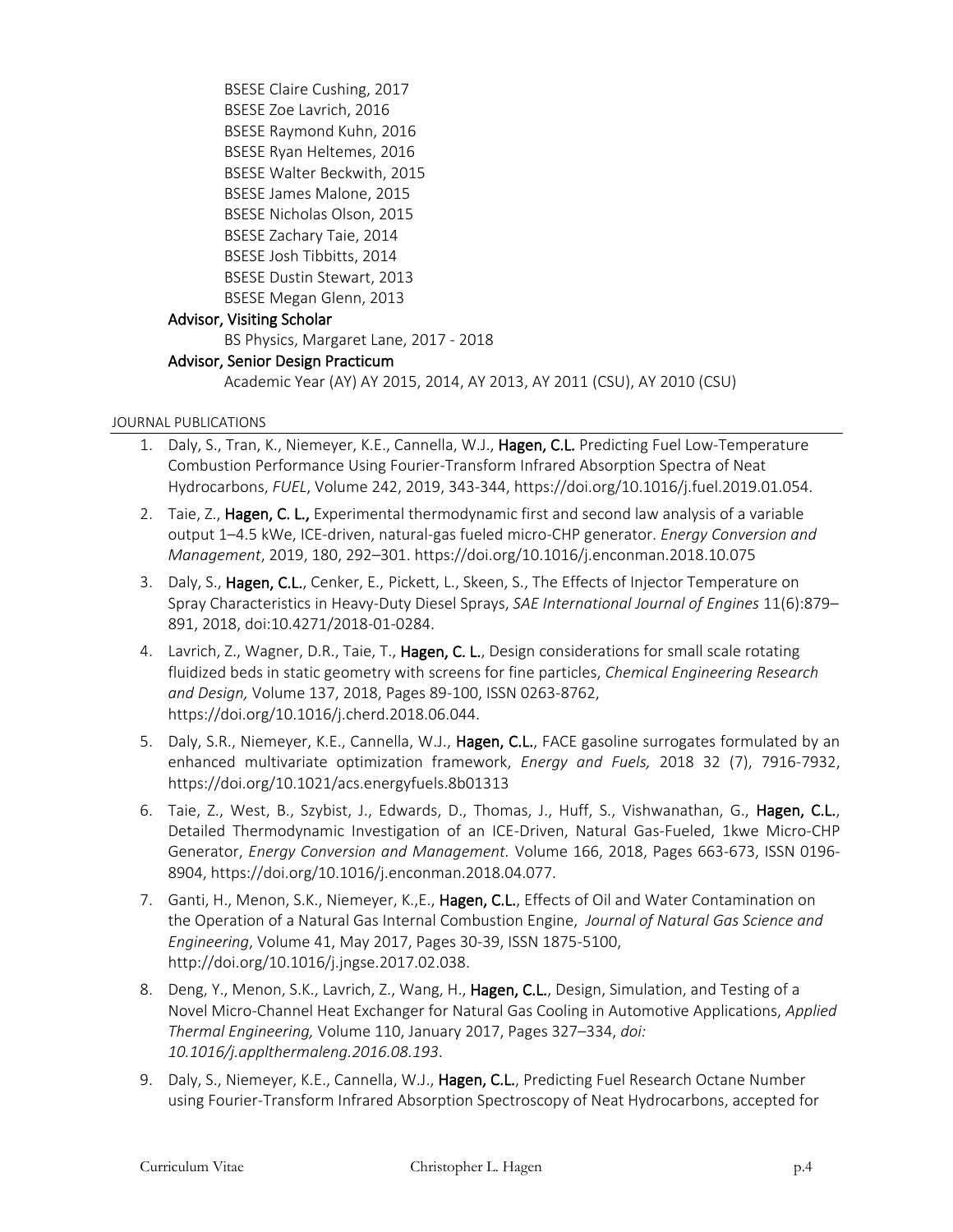BSESE Claire Cushing, 2017
BSESE Zoe Lavrich, 2016
BSESE Raymond Kuhn, 2016
BSESE Ryan Heltemes, 2016
BSESE Walter Beckwith, 2015
BSESE James Malone, 2015
BSESE Nicholas Olson, 2015
BSESE Zachary Taie, 2014
BSESE Josh Tibbitts, 2014
BSESE Dustin Stewart, 2013
BSESE Megan Glenn, 2013

**Advisor, Visiting Scholar**

BS Physics, Margaret Lane, 2017 - 2018

**Advisor, Senior Design Practicum**

Academic Year (AY) AY 2015, 2014, AY 2013, AY 2011 (CSU), AY 2010 (CSU)

## JOURNAL PUBLICATIONS

1. Daly, S., Tran, K., Niemeyer, K.E., Cannella, W.J., **Hagen, C.L.** Predicting Fuel Low-Temperature Combustion Performance Using Fourier-Transform Infrared Absorption Spectra of Neat Hydrocarbons, *FUEL*, Volume 242, 2019, 343-344, https://doi.org/10.1016/j.fuel.2019.01.054.
2. Taie, Z., **Hagen, C. L.,** Experimental thermodynamic first and second law analysis of a variable output 1–4.5 kWe, ICE-driven, natural-gas fueled micro-CHP generator. *Energy Conversion and Management*, 2019, 180, 292–301. https://doi.org/10.1016/j.enconman.2018.10.075
3. Daly, S., **Hagen, C.L.**, Cenker, E., Pickett, L., Skeen, S., The Effects of Injector Temperature on Spray Characteristics in Heavy-Duty Diesel Sprays, *SAE International Journal of Engines* 11(6):879–891, 2018, doi:10.4271/2018-01-0284.
4. Lavrich, Z., Wagner, D.R., Taie, T., **Hagen, C. L.**, Design considerations for small scale rotating fluidized beds in static geometry with screens for fine particles, *Chemical Engineering Research and Design,* Volume 137, 2018, Pages 89-100, ISSN 0263-8762, https://doi.org/10.1016/j.cherd.2018.06.044.
5. Daly, S.R., Niemeyer, K.E., Cannella, W.J., **Hagen, C.L.**, FACE gasoline surrogates formulated by an enhanced multivariate optimization framework, *Energy and Fuels,* 2018 32 (7), 7916-7932, https://doi.org/10.1021/acs.energyfuels.8b01313
6. Taie, Z., West, B., Szybist, J., Edwards, D., Thomas, J., Huff, S., Vishwanathan, G., **Hagen, C.L.**, Detailed Thermodynamic Investigation of an ICE-Driven, Natural Gas-Fueled, 1kwe Micro-CHP Generator, *Energy Conversion and Management.* Volume 166, 2018, Pages 663-673, ISSN 0196-8904, https://doi.org/10.1016/j.enconman.2018.04.077.
7. Ganti, H., Menon, S.K., Niemeyer, K.,E., **Hagen, C.L.**, Effects of Oil and Water Contamination on the Operation of a Natural Gas Internal Combustion Engine, *Journal of Natural Gas Science and Engineering*, Volume 41, May 2017, Pages 30-39, ISSN 1875-5100, http://doi.org/10.1016/j.jngse.2017.02.038.
8. Deng, Y., Menon, S.K., Lavrich, Z., Wang, H., **Hagen, C.L.**, Design, Simulation, and Testing of a Novel Micro-Channel Heat Exchanger for Natural Gas Cooling in Automotive Applications, *Applied Thermal Engineering,* Volume 110, January 2017, Pages 327–334, *doi: 10.1016/j.applthermaleng.2016.08.193*.
9. Daly, S., Niemeyer, K.E., Cannella, W.J., **Hagen, C.L.**, Predicting Fuel Research Octane Number using Fourier-Transform Infrared Absorption Spectroscopy of Neat Hydrocarbons, accepted for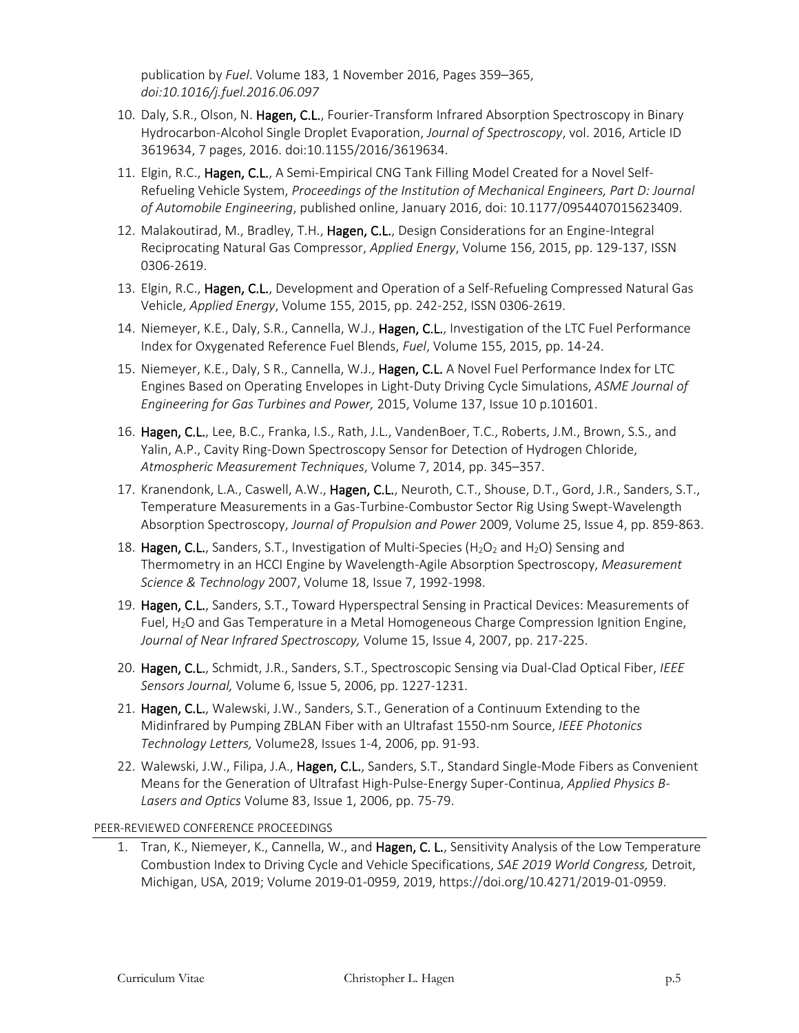publication by *Fuel*. Volume 183, 1 November 2016, Pages 359–365, *doi:10.1016/j.fuel.2016.06.097*

10. Daly, S.R., Olson, N. **Hagen, C.L.**, Fourier-Transform Infrared Absorption Spectroscopy in Binary Hydrocarbon-Alcohol Single Droplet Evaporation, *Journal of Spectroscopy*, vol. 2016, Article ID 3619634, 7 pages, 2016. doi:10.1155/2016/3619634.
11. Elgin, R.C., **Hagen, C.L.**, A Semi-Empirical CNG Tank Filling Model Created for a Novel Self-Refueling Vehicle System, *Proceedings of the Institution of Mechanical Engineers, Part D: Journal of Automobile Engineering*, published online, January 2016, doi: 10.1177/0954407015623409.
12. Malakoutirad, M., Bradley, T.H., **Hagen, C.L.**, Design Considerations for an Engine-Integral Reciprocating Natural Gas Compressor, *Applied Energy*, Volume 156, 2015, pp. 129-137, ISSN 0306-2619.
13. Elgin, R.C., **Hagen, C.L.**, Development and Operation of a Self-Refueling Compressed Natural Gas Vehicle, *Applied Energy*, Volume 155, 2015, pp. 242-252, ISSN 0306-2619.
14. Niemeyer, K.E., Daly, S.R., Cannella, W.J., **Hagen, C.L.**, Investigation of the LTC Fuel Performance Index for Oxygenated Reference Fuel Blends, *Fuel*, Volume 155, 2015, pp. 14-24.
15. Niemeyer, K.E., Daly, S R., Cannella, W.J., **Hagen, C.L.** A Novel Fuel Performance Index for LTC Engines Based on Operating Envelopes in Light-Duty Driving Cycle Simulations, *ASME Journal of Engineering for Gas Turbines and Power,* 2015, Volume 137, Issue 10 p.101601.
16. **Hagen, C.L.**, Lee, B.C., Franka, I.S., Rath, J.L., VandenBoer, T.C., Roberts, J.M., Brown, S.S., and Yalin, A.P., Cavity Ring-Down Spectroscopy Sensor for Detection of Hydrogen Chloride, *Atmospheric Measurement Techniques*, Volume 7, 2014, pp. 345–357.
17. Kranendonk, L.A., Caswell, A.W., **Hagen, C.L.**, Neuroth, C.T., Shouse, D.T., Gord, J.R., Sanders, S.T., Temperature Measurements in a Gas-Turbine-Combustor Sector Rig Using Swept-Wavelength Absorption Spectroscopy, *Journal of Propulsion and Power* 2009, Volume 25, Issue 4, pp. 859-863.
18. **Hagen, C.L.**, Sanders, S.T., Investigation of Multi-Species ($H_2O_2$ and $H_2O$) Sensing and Thermometry in an HCCI Engine by Wavelength-Agile Absorption Spectroscopy, *Measurement Science & Technology* 2007, Volume 18, Issue 7, 1992-1998.
19. **Hagen, C.L.**, Sanders, S.T., Toward Hyperspectral Sensing in Practical Devices: Measurements of Fuel, $H_2O$ and Gas Temperature in a Metal Homogeneous Charge Compression Ignition Engine, *Journal of Near Infrared Spectroscopy,* Volume 15, Issue 4, 2007, pp. 217-225.
20. **Hagen, C.L.**, Schmidt, J.R., Sanders, S.T., Spectroscopic Sensing via Dual-Clad Optical Fiber, *IEEE Sensors Journal,* Volume 6, Issue 5, 2006, pp. 1227-1231.
21. **Hagen, C.L.**, Walewski, J.W., Sanders, S.T., Generation of a Continuum Extending to the Midinfrared by Pumping ZBLAN Fiber with an Ultrafast 1550-nm Source, *IEEE Photonics Technology Letters,* Volume28, Issues 1-4, 2006, pp. 91-93.
22. Walewski, J.W., Filipa, J.A., **Hagen, C.L.**, Sanders, S.T., Standard Single-Mode Fibers as Convenient Means for the Generation of Ultrafast High-Pulse-Energy Super-Continua, *Applied Physics B-Lasers and Optics* Volume 83, Issue 1, 2006, pp. 75-79.

## PEER-REVIEWED CONFERENCE PROCEEDINGS

1. Tran, K., Niemeyer, K., Cannella, W., and **Hagen, C. L.**, Sensitivity Analysis of the Low Temperature Combustion Index to Driving Cycle and Vehicle Specifications, *SAE 2019 World Congress,* Detroit, Michigan, USA, 2019; Volume 2019-01-0959, 2019, https://doi.org/10.4271/2019-01-0959.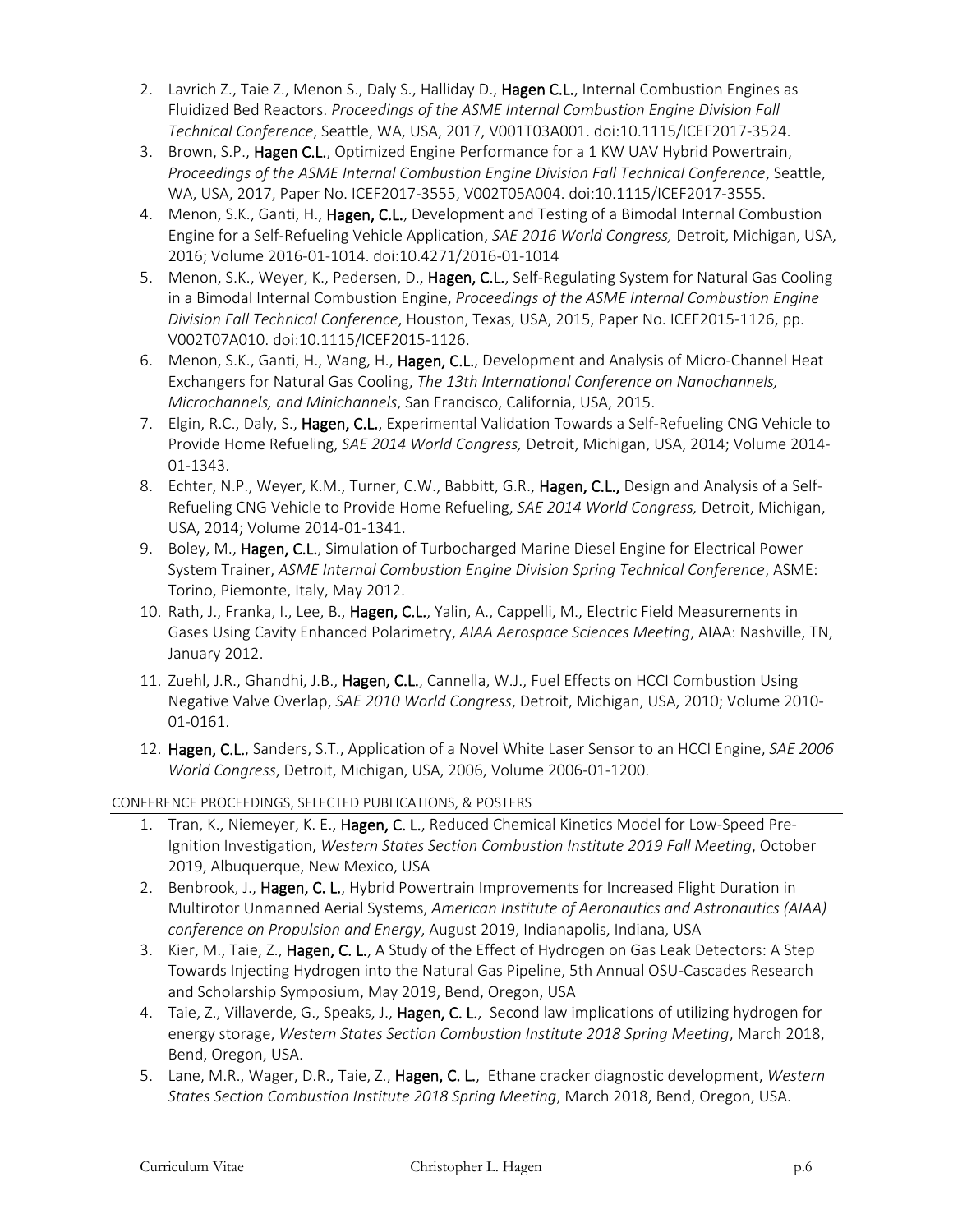2. Lavrich Z., Taie Z., Menon S., Daly S., Halliday D., **Hagen C.L.**, Internal Combustion Engines as Fluidized Bed Reactors. *Proceedings of the ASME Internal Combustion Engine Division Fall Technical Conference*, Seattle, WA, USA, 2017, V001T03A001. doi:10.1115/ICEF2017-3524.
3. Brown, S.P., **Hagen C.L.**, Optimized Engine Performance for a 1 KW UAV Hybrid Powertrain, *Proceedings of the ASME Internal Combustion Engine Division Fall Technical Conference*, Seattle, WA, USA, 2017, Paper No. ICEF2017-3555, V002T05A004. doi:10.1115/ICEF2017-3555.
4. Menon, S.K., Ganti, H., **Hagen, C.L.**, Development and Testing of a Bimodal Internal Combustion Engine for a Self-Refueling Vehicle Application, *SAE 2016 World Congress,* Detroit, Michigan, USA, 2016; Volume 2016-01-1014. doi:10.4271/2016-01-1014
5. Menon, S.K., Weyer, K., Pedersen, D., **Hagen, C.L.**, Self-Regulating System for Natural Gas Cooling in a Bimodal Internal Combustion Engine, *Proceedings of the ASME Internal Combustion Engine Division Fall Technical Conference*, Houston, Texas, USA, 2015, Paper No. ICEF2015-1126, pp. V002T07A010. doi:10.1115/ICEF2015-1126.
6. Menon, S.K., Ganti, H., Wang, H., **Hagen, C.L.**, Development and Analysis of Micro-Channel Heat Exchangers for Natural Gas Cooling, *The 13th International Conference on Nanochannels, Microchannels, and Minichannels*, San Francisco, California, USA, 2015.
7. Elgin, R.C., Daly, S., **Hagen, C.L.**, Experimental Validation Towards a Self-Refueling CNG Vehicle to Provide Home Refueling, *SAE 2014 World Congress,* Detroit, Michigan, USA, 2014; Volume 2014-01-1343.
8. Echter, N.P., Weyer, K.M., Turner, C.W., Babbitt, G.R., **Hagen, C.L.,** Design and Analysis of a Self-Refueling CNG Vehicle to Provide Home Refueling, *SAE 2014 World Congress,* Detroit, Michigan, USA, 2014; Volume 2014-01-1341.
9. Boley, M., **Hagen, C.L.**, Simulation of Turbocharged Marine Diesel Engine for Electrical Power System Trainer, *ASME Internal Combustion Engine Division Spring Technical Conference*, ASME: Torino, Piemonte, Italy, May 2012.
10. Rath, J., Franka, I., Lee, B., **Hagen, C.L.**, Yalin, A., Cappelli, M., Electric Field Measurements in Gases Using Cavity Enhanced Polarimetry, *AIAA Aerospace Sciences Meeting*, AIAA: Nashville, TN, January 2012.
11. Zuehl, J.R., Ghandhi, J.B., **Hagen, C.L.**, Cannella, W.J., Fuel Effects on HCCI Combustion Using Negative Valve Overlap, *SAE 2010 World Congress*, Detroit, Michigan, USA, 2010; Volume 2010-01-0161.
12. **Hagen, C.L.**, Sanders, S.T., Application of a Novel White Laser Sensor to an HCCI Engine, *SAE 2006 World Congress*, Detroit, Michigan, USA, 2006, Volume 2006-01-1200.

## CONFERENCE PROCEEDINGS, SELECTED PUBLICATIONS, & POSTERS

1. Tran, K., Niemeyer, K. E., **Hagen, C. L.**, Reduced Chemical Kinetics Model for Low-Speed Pre-Ignition Investigation, *Western States Section Combustion Institute 2019 Fall Meeting*, October 2019, Albuquerque, New Mexico, USA
2. Benbrook, J., **Hagen, C. L.**, Hybrid Powertrain Improvements for Increased Flight Duration in Multirotor Unmanned Aerial Systems, *American Institute of Aeronautics and Astronautics (AIAA) conference on Propulsion and Energy*, August 2019, Indianapolis, Indiana, USA
3. Kier, M., Taie, Z., **Hagen, C. L.**, A Study of the Effect of Hydrogen on Gas Leak Detectors: A Step Towards Injecting Hydrogen into the Natural Gas Pipeline, 5th Annual OSU-Cascades Research and Scholarship Symposium, May 2019, Bend, Oregon, USA
4. Taie, Z., Villaverde, G., Speaks, J., **Hagen, C. L.**, Second law implications of utilizing hydrogen for energy storage, *Western States Section Combustion Institute 2018 Spring Meeting*, March 2018, Bend, Oregon, USA.
5. Lane, M.R., Wager, D.R., Taie, Z., **Hagen, C. L.**, Ethane cracker diagnostic development, *Western States Section Combustion Institute 2018 Spring Meeting*, March 2018, Bend, Oregon, USA.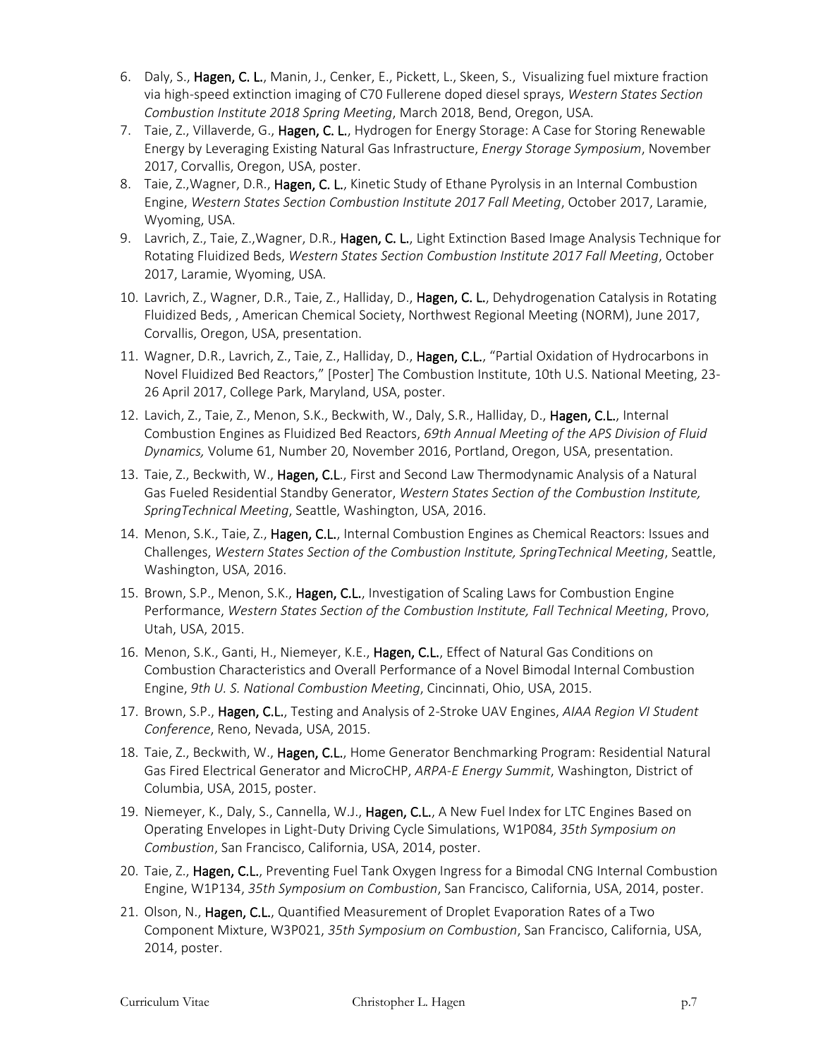6. Daly, S., **Hagen, C. L.**, Manin, J., Cenker, E., Pickett, L., Skeen, S., Visualizing fuel mixture fraction via high-speed extinction imaging of C70 Fullerene doped diesel sprays, *Western States Section Combustion Institute 2018 Spring Meeting*, March 2018, Bend, Oregon, USA.
7. Taie, Z., Villaverde, G., **Hagen, C. L.**, Hydrogen for Energy Storage: A Case for Storing Renewable Energy by Leveraging Existing Natural Gas Infrastructure, *Energy Storage Symposium*, November 2017, Corvallis, Oregon, USA, poster.
8. Taie, Z.,Wagner, D.R., **Hagen, C. L.**, Kinetic Study of Ethane Pyrolysis in an Internal Combustion Engine, *Western States Section Combustion Institute 2017 Fall Meeting*, October 2017, Laramie, Wyoming, USA.
9. Lavrich, Z., Taie, Z.,Wagner, D.R., **Hagen, C. L.**, Light Extinction Based Image Analysis Technique for Rotating Fluidized Beds, *Western States Section Combustion Institute 2017 Fall Meeting*, October 2017, Laramie, Wyoming, USA.
10. Lavrich, Z., Wagner, D.R., Taie, Z., Halliday, D., **Hagen, C. L.**, Dehydrogenation Catalysis in Rotating Fluidized Beds, , American Chemical Society, Northwest Regional Meeting (NORM), June 2017, Corvallis, Oregon, USA, presentation.
11. Wagner, D.R., Lavrich, Z., Taie, Z., Halliday, D., **Hagen, C.L.**, "Partial Oxidation of Hydrocarbons in Novel Fluidized Bed Reactors," [Poster] The Combustion Institute, 10th U.S. National Meeting, 23-26 April 2017, College Park, Maryland, USA, poster.
12. Lavich, Z., Taie, Z., Menon, S.K., Beckwith, W., Daly, S.R., Halliday, D., **Hagen, C.L.**, Internal Combustion Engines as Fluidized Bed Reactors, *69th Annual Meeting of the APS Division of Fluid Dynamics,* Volume 61, Number 20, November 2016, Portland, Oregon, USA, presentation.
13. Taie, Z., Beckwith, W., **Hagen, C.L**., First and Second Law Thermodynamic Analysis of a Natural Gas Fueled Residential Standby Generator, *Western States Section of the Combustion Institute, SpringTechnical Meeting*, Seattle, Washington, USA, 2016.
14. Menon, S.K., Taie, Z., **Hagen, C.L.**, Internal Combustion Engines as Chemical Reactors: Issues and Challenges, *Western States Section of the Combustion Institute, SpringTechnical Meeting*, Seattle, Washington, USA, 2016.
15. Brown, S.P., Menon, S.K., **Hagen, C.L.**, Investigation of Scaling Laws for Combustion Engine Performance, *Western States Section of the Combustion Institute, Fall Technical Meeting*, Provo, Utah, USA, 2015.
16. Menon, S.K., Ganti, H., Niemeyer, K.E., **Hagen, C.L.**, Effect of Natural Gas Conditions on Combustion Characteristics and Overall Performance of a Novel Bimodal Internal Combustion Engine, *9th U. S. National Combustion Meeting*, Cincinnati, Ohio, USA, 2015.
17. Brown, S.P., **Hagen, C.L.**, Testing and Analysis of 2-Stroke UAV Engines, *AIAA Region VI Student Conference*, Reno, Nevada, USA, 2015.
18. Taie, Z., Beckwith, W., **Hagen, C.L.**, Home Generator Benchmarking Program: Residential Natural Gas Fired Electrical Generator and MicroCHP, *ARPA-E Energy Summit*, Washington, District of Columbia, USA, 2015, poster.
19. Niemeyer, K., Daly, S., Cannella, W.J., **Hagen, C.L.**, A New Fuel Index for LTC Engines Based on Operating Envelopes in Light-Duty Driving Cycle Simulations, W1P084, *35th Symposium on Combustion*, San Francisco, California, USA, 2014, poster.
20. Taie, Z., **Hagen, C.L.**, Preventing Fuel Tank Oxygen Ingress for a Bimodal CNG Internal Combustion Engine, W1P134, *35th Symposium on Combustion*, San Francisco, California, USA, 2014, poster.
21. Olson, N., **Hagen, C.L.**, Quantified Measurement of Droplet Evaporation Rates of a Two Component Mixture, W3P021, *35th Symposium on Combustion*, San Francisco, California, USA, 2014, poster.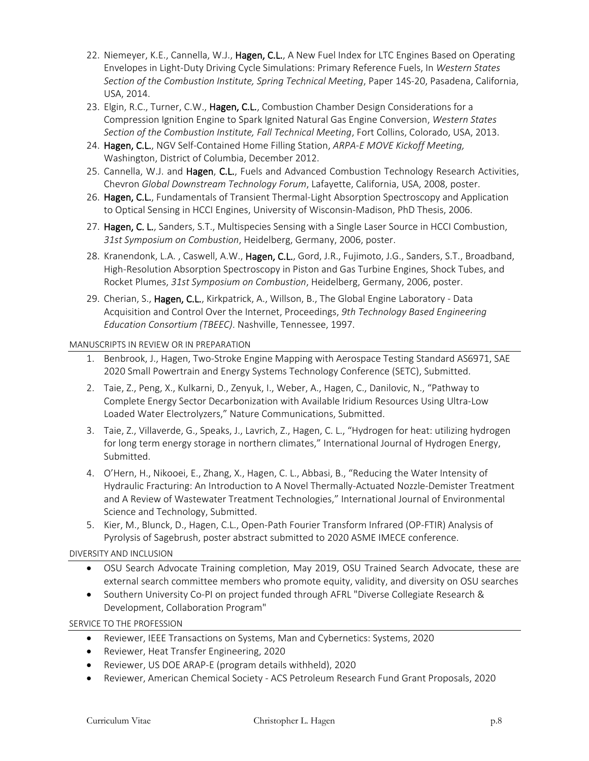22. Niemeyer, K.E., Cannella, W.J., **Hagen, C.L.**, A New Fuel Index for LTC Engines Based on Operating Envelopes in Light-Duty Driving Cycle Simulations: Primary Reference Fuels, In *Western States Section of the Combustion Institute, Spring Technical Meeting*, Paper 14S-20, Pasadena, California, USA, 2014.
23. Elgin, R.C., Turner, C.W., **Hagen, C.L.**, Combustion Chamber Design Considerations for a Compression Ignition Engine to Spark Ignited Natural Gas Engine Conversion, *Western States Section of the Combustion Institute, Fall Technical Meeting*, Fort Collins, Colorado, USA, 2013.
24. **Hagen, C.L.**, NGV Self-Contained Home Filling Station, *ARPA-E MOVE Kickoff Meeting,* Washington, District of Columbia, December 2012.
25. Cannella, W.J. and **Hagen**, **C.L.**, Fuels and Advanced Combustion Technology Research Activities, Chevron *Global Downstream Technology Forum*, Lafayette, California, USA, 2008, poster.
26. **Hagen, C.L.**, Fundamentals of Transient Thermal-Light Absorption Spectroscopy and Application to Optical Sensing in HCCI Engines, University of Wisconsin-Madison, PhD Thesis, 2006.
27. **Hagen, C. L.**, Sanders, S.T., Multispecies Sensing with a Single Laser Source in HCCI Combustion, *31st Symposium on Combustion*, Heidelberg, Germany, 2006, poster.
28. Kranendonk, L.A. , Caswell, A.W., **Hagen, C.L.**, Gord, J.R., Fujimoto, J.G., Sanders, S.T., Broadband, High-Resolution Absorption Spectroscopy in Piston and Gas Turbine Engines, Shock Tubes, and Rocket Plumes, *31st Symposium on Combustion*, Heidelberg, Germany, 2006, poster.
29. Cherian, S., **Hagen, C.L.**, Kirkpatrick, A., Willson, B., The Global Engine Laboratory - Data Acquisition and Control Over the Internet, Proceedings, *9th Technology Based Engineering Education Consortium (TBEEC)*. Nashville, Tennessee, 1997.

## MANUSCRIPTS IN REVIEW OR IN PREPARATION

1. Benbrook, J., Hagen, Two-Stroke Engine Mapping with Aerospace Testing Standard AS6971, SAE 2020 Small Powertrain and Energy Systems Technology Conference (SETC), Submitted.
2. Taie, Z., Peng, X., Kulkarni, D., Zenyuk, I., Weber, A., Hagen, C., Danilovic, N., "Pathway to Complete Energy Sector Decarbonization with Available Iridium Resources Using Ultra-Low Loaded Water Electrolyzers," Nature Communications, Submitted.
3. Taie, Z., Villaverde, G., Speaks, J., Lavrich, Z., Hagen, C. L., "Hydrogen for heat: utilizing hydrogen for long term energy storage in northern climates," International Journal of Hydrogen Energy, Submitted.
4. O'Hern, H., Nikooei, E., Zhang, X., Hagen, C. L., Abbasi, B., "Reducing the Water Intensity of Hydraulic Fracturing: An Introduction to A Novel Thermally-Actuated Nozzle-Demister Treatment and A Review of Wastewater Treatment Technologies," International Journal of Environmental Science and Technology, Submitted.
5. Kier, M., Blunck, D., Hagen, C.L., Open-Path Fourier Transform Infrared (OP-FTIR) Analysis of Pyrolysis of Sagebrush, poster abstract submitted to 2020 ASME IMECE conference.

## DIVERSITY AND INCLUSION

- OSU Search Advocate Training completion, May 2019, OSU Trained Search Advocate, these are external search committee members who promote equity, validity, and diversity on OSU searches
- Southern University Co-PI on project funded through AFRL "Diverse Collegiate Research & Development, Collaboration Program"

## SERVICE TO THE PROFESSION

- Reviewer, IEEE Transactions on Systems, Man and Cybernetics: Systems, 2020
- Reviewer, Heat Transfer Engineering, 2020
- Reviewer, US DOE ARAP-E (program details withheld), 2020
- Reviewer, American Chemical Society - ACS Petroleum Research Fund Grant Proposals, 2020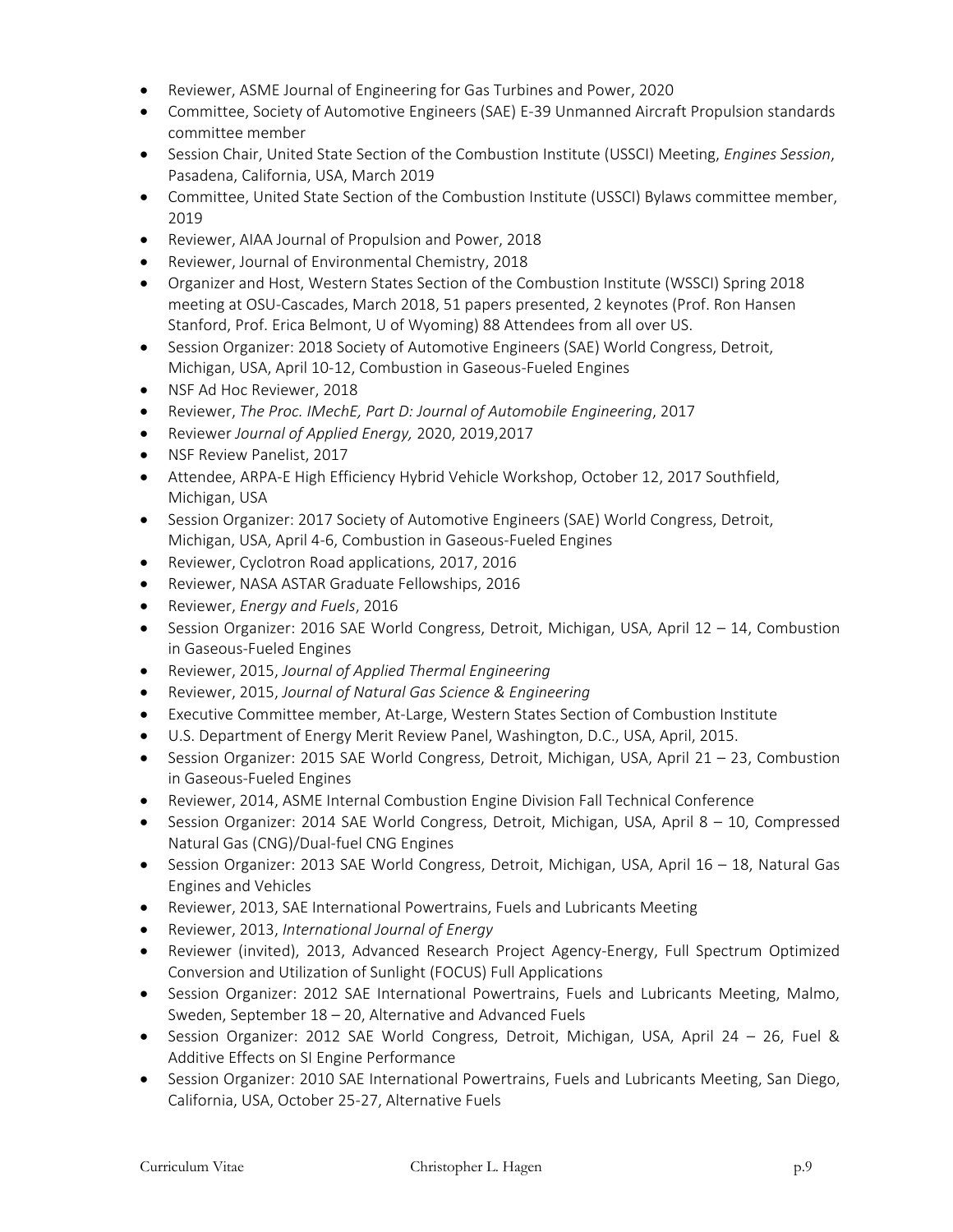- Reviewer, ASME Journal of Engineering for Gas Turbines and Power, 2020
- Committee, Society of Automotive Engineers (SAE) E-39 Unmanned Aircraft Propulsion standards committee member
- Session Chair, United State Section of the Combustion Institute (USSCI) Meeting, *Engines Session*, Pasadena, California, USA, March 2019
- Committee, United State Section of the Combustion Institute (USSCI) Bylaws committee member, 2019
- Reviewer, AIAA Journal of Propulsion and Power, 2018
- Reviewer, Journal of Environmental Chemistry, 2018
- Organizer and Host, Western States Section of the Combustion Institute (WSSCI) Spring 2018 meeting at OSU-Cascades, March 2018, 51 papers presented, 2 keynotes (Prof. Ron Hansen Stanford, Prof. Erica Belmont, U of Wyoming) 88 Attendees from all over US.
- Session Organizer: 2018 Society of Automotive Engineers (SAE) World Congress, Detroit, Michigan, USA, April 10-12, Combustion in Gaseous-Fueled Engines
- NSF Ad Hoc Reviewer, 2018
- Reviewer, *The Proc. IMechE, Part D: Journal of Automobile Engineering*, 2017
- Reviewer *Journal of Applied Energy,* 2020, 2019,2017
- NSF Review Panelist, 2017
- Attendee, ARPA-E High Efficiency Hybrid Vehicle Workshop, October 12, 2017 Southfield, Michigan, USA
- Session Organizer: 2017 Society of Automotive Engineers (SAE) World Congress, Detroit, Michigan, USA, April 4-6, Combustion in Gaseous-Fueled Engines
- Reviewer, Cyclotron Road applications, 2017, 2016
- Reviewer, NASA ASTAR Graduate Fellowships, 2016
- Reviewer, *Energy and Fuels*, 2016
- Session Organizer: 2016 SAE World Congress, Detroit, Michigan, USA, April 12 – 14, Combustion in Gaseous-Fueled Engines
- Reviewer, 2015, *Journal of Applied Thermal Engineering*
- Reviewer, 2015, *Journal of Natural Gas Science & Engineering*
- Executive Committee member, At-Large, Western States Section of Combustion Institute
- U.S. Department of Energy Merit Review Panel, Washington, D.C., USA, April, 2015.
- Session Organizer: 2015 SAE World Congress, Detroit, Michigan, USA, April 21 – 23, Combustion in Gaseous-Fueled Engines
- Reviewer, 2014, ASME Internal Combustion Engine Division Fall Technical Conference
- Session Organizer: 2014 SAE World Congress, Detroit, Michigan, USA, April 8 – 10, Compressed Natural Gas (CNG)/Dual-fuel CNG Engines
- Session Organizer: 2013 SAE World Congress, Detroit, Michigan, USA, April 16 – 18, Natural Gas Engines and Vehicles
- Reviewer, 2013, SAE International Powertrains, Fuels and Lubricants Meeting
- Reviewer, 2013, *International Journal of Energy*
- Reviewer (invited), 2013, Advanced Research Project Agency-Energy, Full Spectrum Optimized Conversion and Utilization of Sunlight (FOCUS) Full Applications
- Session Organizer: 2012 SAE International Powertrains, Fuels and Lubricants Meeting, Malmo, Sweden, September 18 – 20, Alternative and Advanced Fuels
- Session Organizer: 2012 SAE World Congress, Detroit, Michigan, USA, April 24 – 26, Fuel & Additive Effects on SI Engine Performance
- Session Organizer: 2010 SAE International Powertrains, Fuels and Lubricants Meeting, San Diego, California, USA, October 25-27, Alternative Fuels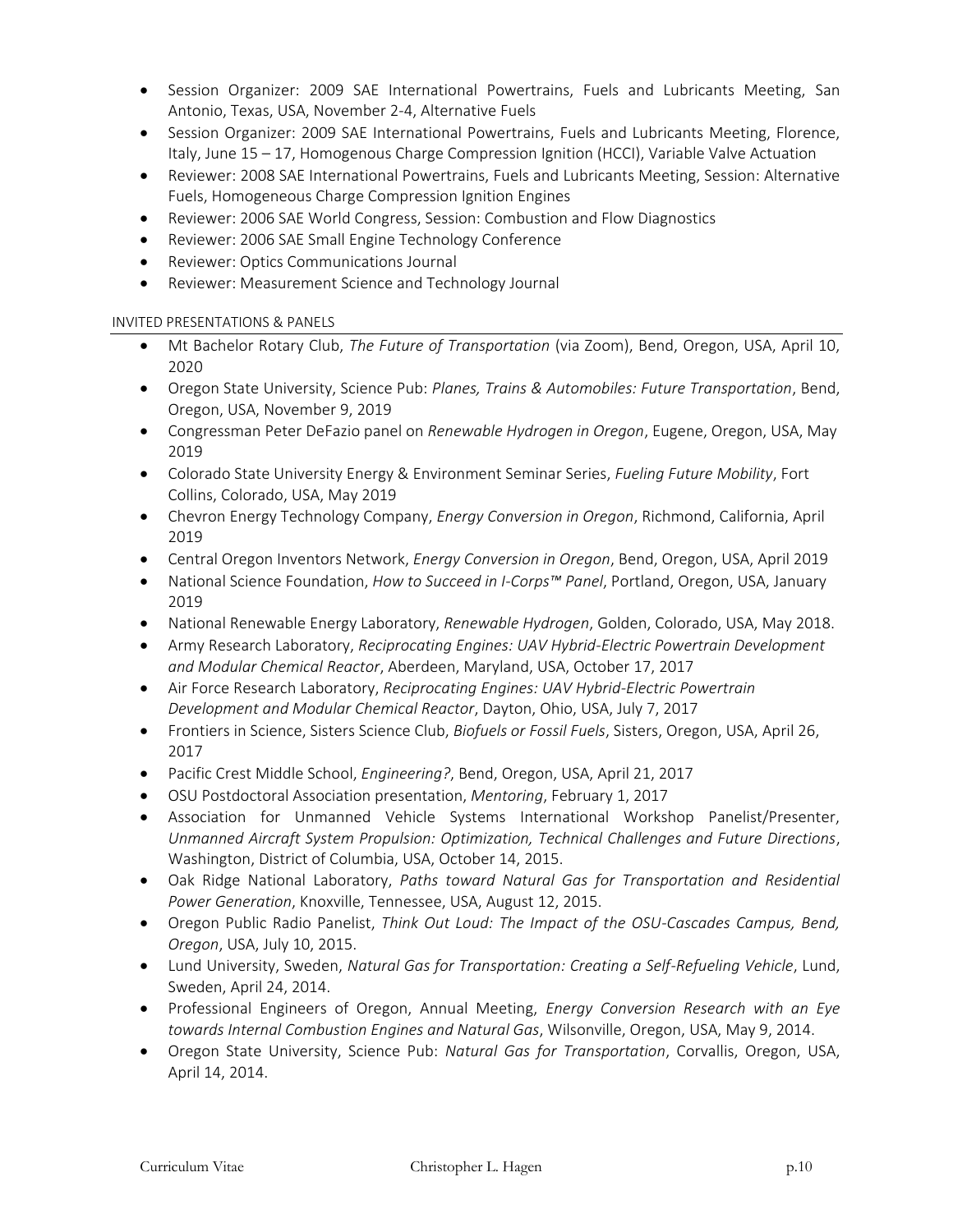- Session Organizer: 2009 SAE International Powertrains, Fuels and Lubricants Meeting, San Antonio, Texas, USA, November 2-4, Alternative Fuels
- Session Organizer: 2009 SAE International Powertrains, Fuels and Lubricants Meeting, Florence, Italy, June 15 – 17, Homogenous Charge Compression Ignition (HCCI), Variable Valve Actuation
- Reviewer: 2008 SAE International Powertrains, Fuels and Lubricants Meeting, Session: Alternative Fuels, Homogeneous Charge Compression Ignition Engines
- Reviewer: 2006 SAE World Congress, Session: Combustion and Flow Diagnostics
- Reviewer: 2006 SAE Small Engine Technology Conference
- Reviewer: Optics Communications Journal
- Reviewer: Measurement Science and Technology Journal

## INVITED PRESENTATIONS & PANELS

- Mt Bachelor Rotary Club, *The Future of Transportation* (via Zoom), Bend, Oregon, USA, April 10, 2020
- Oregon State University, Science Pub: *Planes, Trains & Automobiles: Future Transportation*, Bend, Oregon, USA, November 9, 2019
- Congressman Peter DeFazio panel on *Renewable Hydrogen in Oregon*, Eugene, Oregon, USA, May 2019
- Colorado State University Energy & Environment Seminar Series, *Fueling Future Mobility*, Fort Collins, Colorado, USA, May 2019
- Chevron Energy Technology Company, *Energy Conversion in Oregon*, Richmond, California, April 2019
- Central Oregon Inventors Network, *Energy Conversion in Oregon*, Bend, Oregon, USA, April 2019
- National Science Foundation, *How to Succeed in I-Corps™ Panel*, Portland, Oregon, USA, January 2019
- National Renewable Energy Laboratory, *Renewable Hydrogen*, Golden, Colorado, USA, May 2018.
- Army Research Laboratory, *Reciprocating Engines: UAV Hybrid-Electric Powertrain Development and Modular Chemical Reactor*, Aberdeen, Maryland, USA, October 17, 2017
- Air Force Research Laboratory, *Reciprocating Engines: UAV Hybrid-Electric Powertrain Development and Modular Chemical Reactor*, Dayton, Ohio, USA, July 7, 2017
- Frontiers in Science, Sisters Science Club, *Biofuels or Fossil Fuels*, Sisters, Oregon, USA, April 26, 2017
- Pacific Crest Middle School, *Engineering?*, Bend, Oregon, USA, April 21, 2017
- OSU Postdoctoral Association presentation, *Mentoring*, February 1, 2017
- Association for Unmanned Vehicle Systems International Workshop Panelist/Presenter, *Unmanned Aircraft System Propulsion: Optimization, Technical Challenges and Future Directions*, Washington, District of Columbia, USA, October 14, 2015.
- Oak Ridge National Laboratory, *Paths toward Natural Gas for Transportation and Residential Power Generation*, Knoxville, Tennessee, USA, August 12, 2015.
- Oregon Public Radio Panelist, *Think Out Loud: The Impact of the OSU-Cascades Campus, Bend, Oregon*, USA, July 10, 2015.
- Lund University, Sweden, *Natural Gas for Transportation: Creating a Self-Refueling Vehicle*, Lund, Sweden, April 24, 2014.
- Professional Engineers of Oregon, Annual Meeting, *Energy Conversion Research with an Eye towards Internal Combustion Engines and Natural Gas*, Wilsonville, Oregon, USA, May 9, 2014.
- Oregon State University, Science Pub: *Natural Gas for Transportation*, Corvallis, Oregon, USA, April 14, 2014.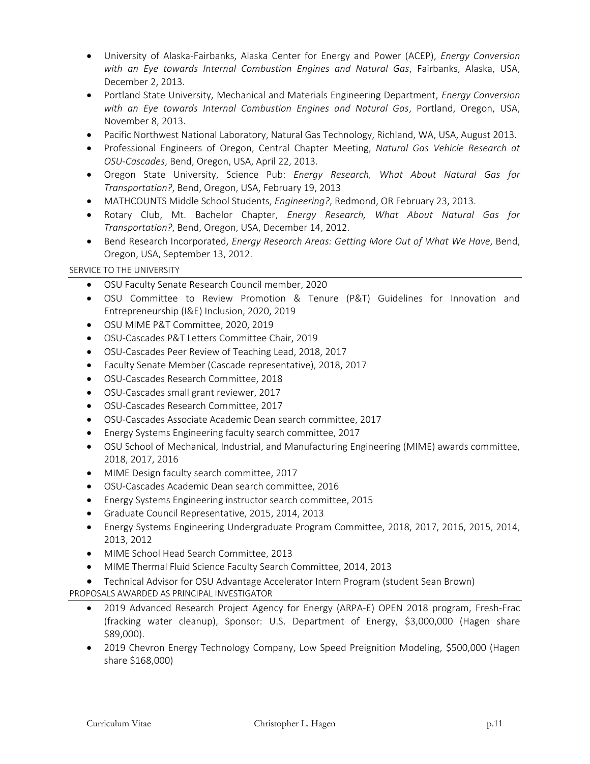- University of Alaska-Fairbanks, Alaska Center for Energy and Power (ACEP), *Energy Conversion with an Eye towards Internal Combustion Engines and Natural Gas*, Fairbanks, Alaska, USA, December 2, 2013.
- Portland State University, Mechanical and Materials Engineering Department, *Energy Conversion with an Eye towards Internal Combustion Engines and Natural Gas*, Portland, Oregon, USA, November 8, 2013.
- Pacific Northwest National Laboratory, Natural Gas Technology, Richland, WA, USA, August 2013.
- Professional Engineers of Oregon, Central Chapter Meeting, *Natural Gas Vehicle Research at OSU-Cascades*, Bend, Oregon, USA, April 22, 2013.
- Oregon State University, Science Pub: *Energy Research, What About Natural Gas for Transportation?*, Bend, Oregon, USA, February 19, 2013
- MATHCOUNTS Middle School Students, *Engineering?*, Redmond, OR February 23, 2013.
- Rotary Club, Mt. Bachelor Chapter, *Energy Research, What About Natural Gas for Transportation?*, Bend, Oregon, USA, December 14, 2012.
- Bend Research Incorporated, *Energy Research Areas: Getting More Out of What We Have*, Bend, Oregon, USA, September 13, 2012.

## SERVICE TO THE UNIVERSITY

- OSU Faculty Senate Research Council member, 2020
- OSU Committee to Review Promotion & Tenure (P&T) Guidelines for Innovation and Entrepreneurship (I&E) Inclusion, 2020, 2019
- OSU MIME P&T Committee, 2020, 2019
- OSU-Cascades P&T Letters Committee Chair, 2019
- OSU-Cascades Peer Review of Teaching Lead, 2018, 2017
- Faculty Senate Member (Cascade representative), 2018, 2017
- OSU-Cascades Research Committee, 2018
- OSU-Cascades small grant reviewer, 2017
- OSU-Cascades Research Committee, 2017
- OSU-Cascades Associate Academic Dean search committee, 2017
- Energy Systems Engineering faculty search committee, 2017
- OSU School of Mechanical, Industrial, and Manufacturing Engineering (MIME) awards committee, 2018, 2017, 2016
- MIME Design faculty search committee, 2017
- OSU-Cascades Academic Dean search committee, 2016
- Energy Systems Engineering instructor search committee, 2015
- Graduate Council Representative, 2015, 2014, 2013
- Energy Systems Engineering Undergraduate Program Committee, 2018, 2017, 2016, 2015, 2014, 2013, 2012
- MIME School Head Search Committee, 2013
- MIME Thermal Fluid Science Faculty Search Committee, 2014, 2013
- Technical Advisor for OSU Advantage Accelerator Intern Program (student Sean Brown)

## PROPOSALS AWARDED AS PRINCIPAL INVESTIGATOR

- 2019 Advanced Research Project Agency for Energy (ARPA-E) OPEN 2018 program, Fresh-Frac (fracking water cleanup), Sponsor: U.S. Department of Energy, $3,000,000 (Hagen share $89,000).
- 2019 Chevron Energy Technology Company, Low Speed Preignition Modeling, $500,000 (Hagen share $168,000)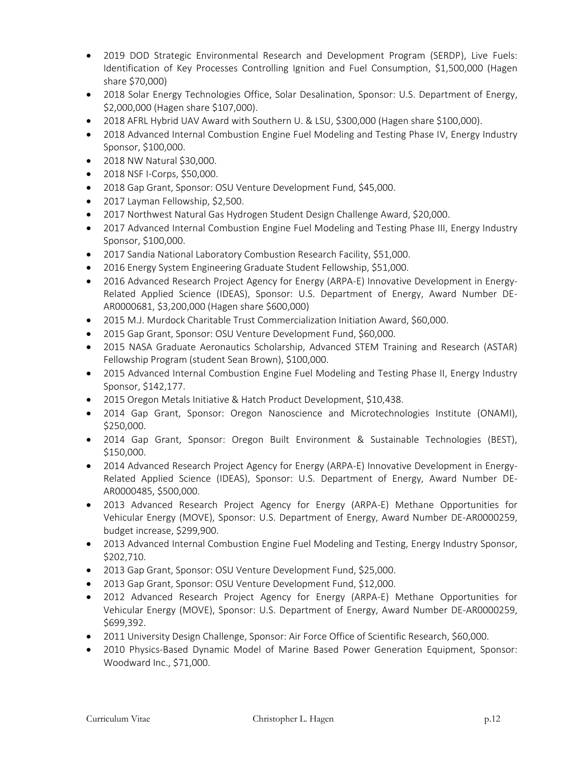- 2019 DOD Strategic Environmental Research and Development Program (SERDP), Live Fuels: Identification of Key Processes Controlling Ignition and Fuel Consumption, $1,500,000 (Hagen share $70,000)
- 2018 Solar Energy Technologies Office, Solar Desalination, Sponsor: U.S. Department of Energy, $2,000,000 (Hagen share $107,000).
- 2018 AFRL Hybrid UAV Award with Southern U. & LSU, $300,000 (Hagen share $100,000).
- 2018 Advanced Internal Combustion Engine Fuel Modeling and Testing Phase IV, Energy Industry Sponsor, $100,000.
- 2018 NW Natural $30,000.
- 2018 NSF I-Corps, $50,000.
- 2018 Gap Grant, Sponsor: OSU Venture Development Fund, $45,000.
- 2017 Layman Fellowship, $2,500.
- 2017 Northwest Natural Gas Hydrogen Student Design Challenge Award, $20,000.
- 2017 Advanced Internal Combustion Engine Fuel Modeling and Testing Phase III, Energy Industry Sponsor, $100,000.
- 2017 Sandia National Laboratory Combustion Research Facility, $51,000.
- 2016 Energy System Engineering Graduate Student Fellowship, $51,000.
- 2016 Advanced Research Project Agency for Energy (ARPA-E) Innovative Development in Energy-Related Applied Science (IDEAS), Sponsor: U.S. Department of Energy, Award Number DE-AR0000681, $3,200,000 (Hagen share $600,000)
- 2015 M.J. Murdock Charitable Trust Commercialization Initiation Award, $60,000.
- 2015 Gap Grant, Sponsor: OSU Venture Development Fund, $60,000.
- 2015 NASA Graduate Aeronautics Scholarship, Advanced STEM Training and Research (ASTAR) Fellowship Program (student Sean Brown), $100,000.
- 2015 Advanced Internal Combustion Engine Fuel Modeling and Testing Phase II, Energy Industry Sponsor, $142,177.
- 2015 Oregon Metals Initiative & Hatch Product Development, $10,438.
- 2014 Gap Grant, Sponsor: Oregon Nanoscience and Microtechnologies Institute (ONAMI), $250,000.
- 2014 Gap Grant, Sponsor: Oregon Built Environment & Sustainable Technologies (BEST), $150,000.
- 2014 Advanced Research Project Agency for Energy (ARPA-E) Innovative Development in Energy-Related Applied Science (IDEAS), Sponsor: U.S. Department of Energy, Award Number DE-AR0000485, $500,000.
- 2013 Advanced Research Project Agency for Energy (ARPA-E) Methane Opportunities for Vehicular Energy (MOVE), Sponsor: U.S. Department of Energy, Award Number DE-AR0000259, budget increase, $299,900.
- 2013 Advanced Internal Combustion Engine Fuel Modeling and Testing, Energy Industry Sponsor, $202,710.
- 2013 Gap Grant, Sponsor: OSU Venture Development Fund, $25,000.
- 2013 Gap Grant, Sponsor: OSU Venture Development Fund, $12,000.
- 2012 Advanced Research Project Agency for Energy (ARPA-E) Methane Opportunities for Vehicular Energy (MOVE), Sponsor: U.S. Department of Energy, Award Number DE-AR0000259, $699,392.
- 2011 University Design Challenge, Sponsor: Air Force Office of Scientific Research, $60,000.
- 2010 Physics-Based Dynamic Model of Marine Based Power Generation Equipment, Sponsor: Woodward Inc., $71,000.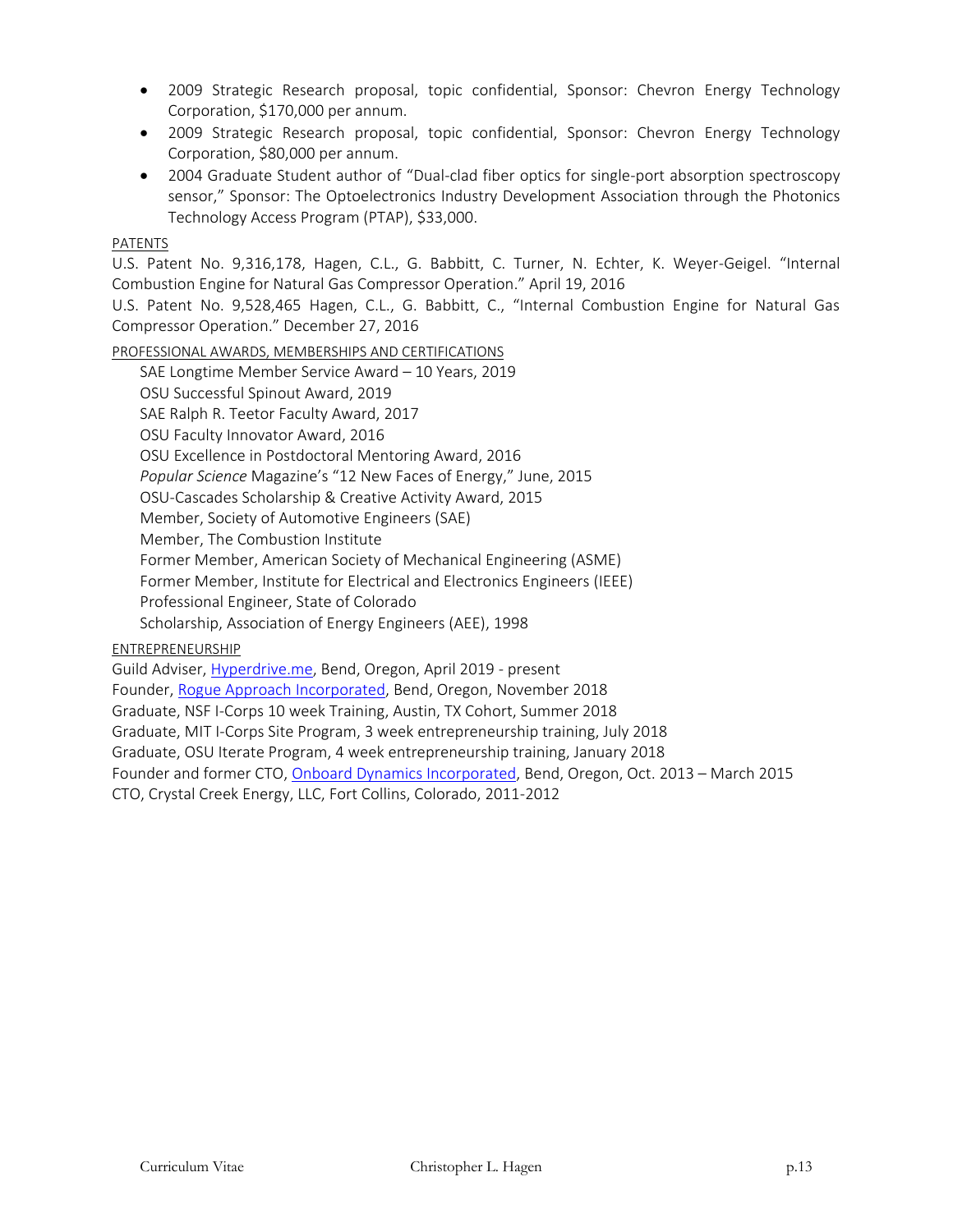- 2009 Strategic Research proposal, topic confidential, Sponsor: Chevron Energy Technology Corporation, $170,000 per annum.
- 2009 Strategic Research proposal, topic confidential, Sponsor: Chevron Energy Technology Corporation, $80,000 per annum.
- 2004 Graduate Student author of "Dual-clad fiber optics for single-port absorption spectroscopy sensor," Sponsor: The Optoelectronics Industry Development Association through the Photonics Technology Access Program (PTAP), $33,000.

## PATENTS

U.S. Patent No. 9,316,178, Hagen, C.L., G. Babbitt, C. Turner, N. Echter, K. Weyer-Geigel. "Internal Combustion Engine for Natural Gas Compressor Operation." April 19, 2016

U.S. Patent No. 9,528,465 Hagen, C.L., G. Babbitt, C., "Internal Combustion Engine for Natural Gas Compressor Operation." December 27, 2016

## PROFESSIONAL AWARDS, MEMBERSHIPS AND CERTIFICATIONS

SAE Longtime Member Service Award – 10 Years, 2019
OSU Successful Spinout Award, 2019
SAE Ralph R. Teetor Faculty Award, 2017
OSU Faculty Innovator Award, 2016
OSU Excellence in Postdoctoral Mentoring Award, 2016
*Popular Science* Magazine's "12 New Faces of Energy," June, 2015
OSU-Cascades Scholarship & Creative Activity Award, 2015
Member, Society of Automotive Engineers (SAE)
Member, The Combustion Institute
Former Member, American Society of Mechanical Engineering (ASME)
Former Member, Institute for Electrical and Electronics Engineers (IEEE)
Professional Engineer, State of Colorado
Scholarship, Association of Energy Engineers (AEE), 1998

## ENTREPRENEURSHIP

Guild Adviser, Hyperdrive.me, Bend, Oregon, April 2019 - present
Founder, Rogue Approach Incorporated, Bend, Oregon, November 2018
Graduate, NSF I-Corps 10 week Training, Austin, TX Cohort, Summer 2018
Graduate, MIT I-Corps Site Program, 3 week entrepreneurship training, July 2018
Graduate, OSU Iterate Program, 4 week entrepreneurship training, January 2018
Founder and former CTO, Onboard Dynamics Incorporated, Bend, Oregon, Oct. 2013 – March 2015
CTO, Crystal Creek Energy, LLC, Fort Collins, Colorado, 2011-2012